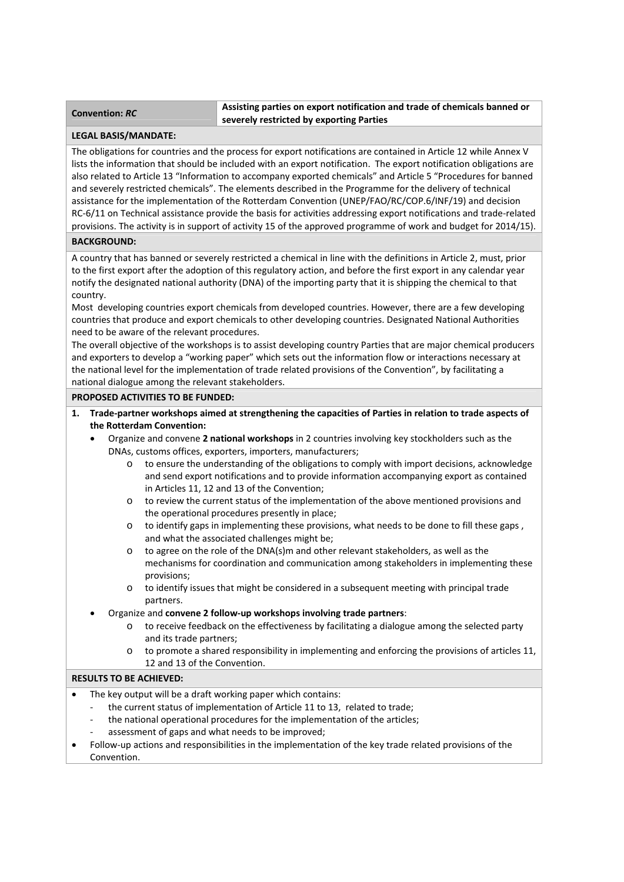| **Convention:** ***RC*** | **Assisting parties on export notification and trade of chemicals banned or severely restricted by exporting Parties** |
|---|---|

**LEGAL BASIS/MANDATE:**

The obligations for countries and the process for export notifications are contained in Article 12 while Annex V lists the information that should be included with an export notification. The export notification obligations are also related to Article 13 "Information to accompany exported chemicals" and Article 5 "Procedures for banned and severely restricted chemicals". The elements described in the Programme for the delivery of technical assistance for the implementation of the Rotterdam Convention (UNEP/FAO/RC/COP.6/INF/19) and decision RC-6/11 on Technical assistance provide the basis for activities addressing export notifications and trade-related provisions. The activity is in support of activity 15 of the approved programme of work and budget for 2014/15).

**BACKGROUND:**

A country that has banned or severely restricted a chemical in line with the definitions in Article 2, must, prior to the first export after the adoption of this regulatory action, and before the first export in any calendar year notify the designated national authority (DNA) of the importing party that it is shipping the chemical to that country.

Most developing countries export chemicals from developed countries. However, there are a few developing countries that produce and export chemicals to other developing countries. Designated National Authorities need to be aware of the relevant procedures.

The overall objective of the workshops is to assist developing country Parties that are major chemical producers and exporters to develop a "working paper" which sets out the information flow or interactions necessary at the national level for the implementation of trade related provisions of the Convention", by facilitating a national dialogue among the relevant stakeholders.

**PROPOSED ACTIVITIES TO BE FUNDED:**

1. **Trade-partner workshops aimed at strengthening the capacities of Parties in relation to trade aspects of the Rotterdam Convention:**
   - Organize and convene **2 national workshops** in 2 countries involving key stockholders such as the DNAs, customs offices, exporters, importers, manufacturers;
     - to ensure the understanding of the obligations to comply with import decisions, acknowledge and send export notifications and to provide information accompanying export as contained in Articles 11, 12 and 13 of the Convention;
     - to review the current status of the implementation of the above mentioned provisions and the operational procedures presently in place;
     - to identify gaps in implementing these provisions, what needs to be done to fill these gaps , and what the associated challenges might be;
     - to agree on the role of the DNA(s)m and other relevant stakeholders, as well as the mechanisms for coordination and communication among stakeholders in implementing these provisions;
     - to identify issues that might be considered in a subsequent meeting with principal trade partners.
   - Organize and **convene 2 follow-up workshops involving trade partners**:
     - to receive feedback on the effectiveness by facilitating a dialogue among the selected party and its trade partners;
     - to promote a shared responsibility in implementing and enforcing the provisions of articles 11, 12 and 13 of the Convention.

**RESULTS TO BE ACHIEVED:**

- The key output will be a draft working paper which contains:
  - the current status of implementation of Article 11 to 13, related to trade;
  - the national operational procedures for the implementation of the articles;
  - assessment of gaps and what needs to be improved;
- Follow-up actions and responsibilities in the implementation of the key trade related provisions of the Convention.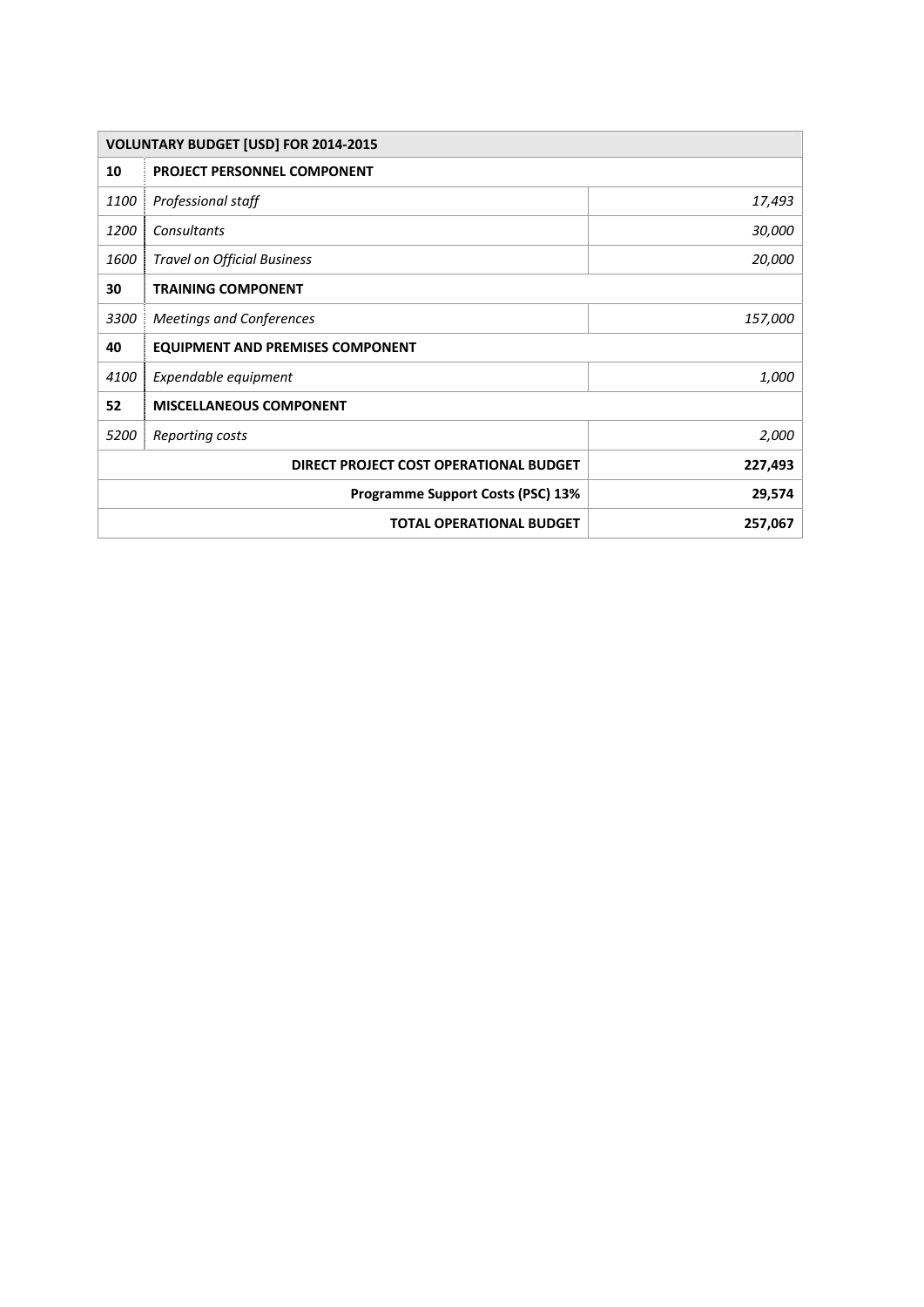| VOLUNTARY BUDGET [USD] FOR 2014-2015 | | |
|---|---|---|
| **10** | **PROJECT PERSONNEL COMPONENT** | |
| *1100* | *Professional staff* | *17,493* |
| *1200* | *Consultants* | *30,000* |
| *1600* | *Travel on Official Business* | *20,000* |
| **30** | **TRAINING COMPONENT** | |
| *3300* | *Meetings and Conferences* | *157,000* |
| **40** | **EQUIPMENT AND PREMISES COMPONENT** | |
| *4100* | *Expendable equipment* | *1,000* |
| **52** | **MISCELLANEOUS COMPONENT** | |
| *5200* | *Reporting costs* | *2,000* |
| | **DIRECT PROJECT COST OPERATIONAL BUDGET** | **227,493** |
| | **Programme Support Costs (PSC) 13%** | **29,574** |
| | **TOTAL OPERATIONAL BUDGET** | **257,067** |